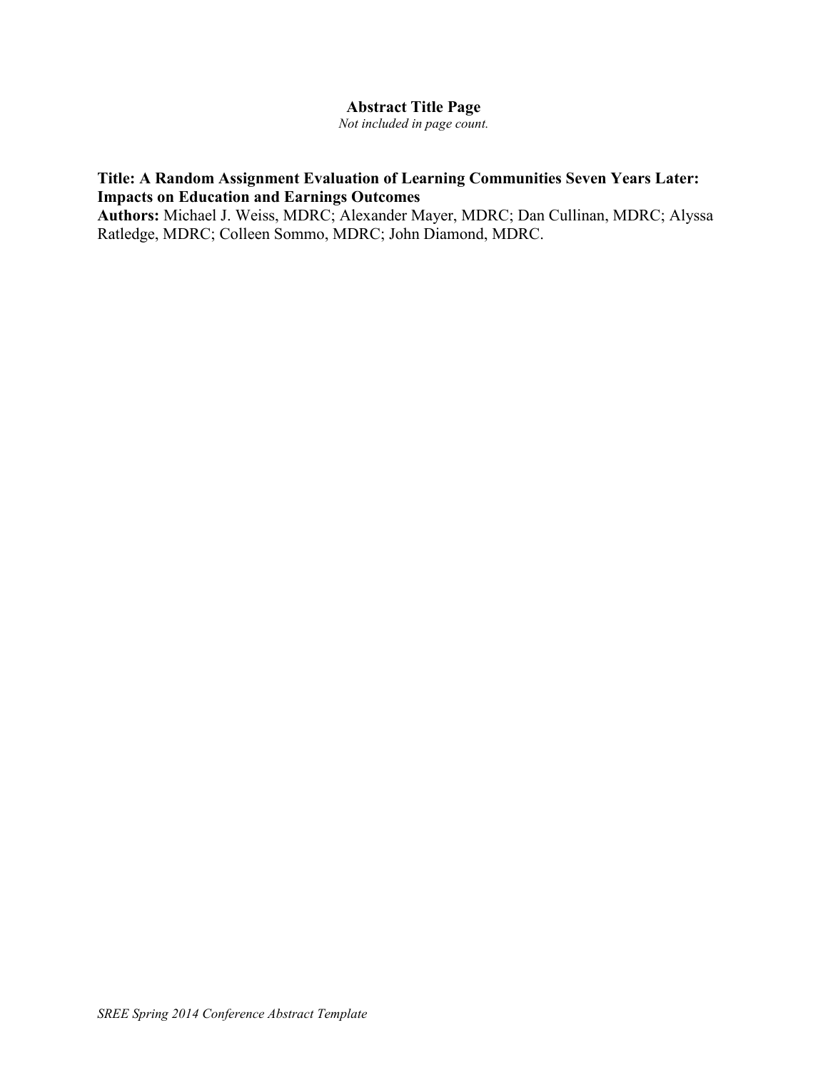# Abstract Title Page

*Not included in page count.*

**Title: A Random Assignment Evaluation of Learning Communities Seven Years Later: Impacts on Education and Earnings Outcomes**

**Authors:** Michael J. Weiss, MDRC; Alexander Mayer, MDRC; Dan Cullinan, MDRC; Alyssa Ratledge, MDRC; Colleen Sommo, MDRC; John Diamond, MDRC.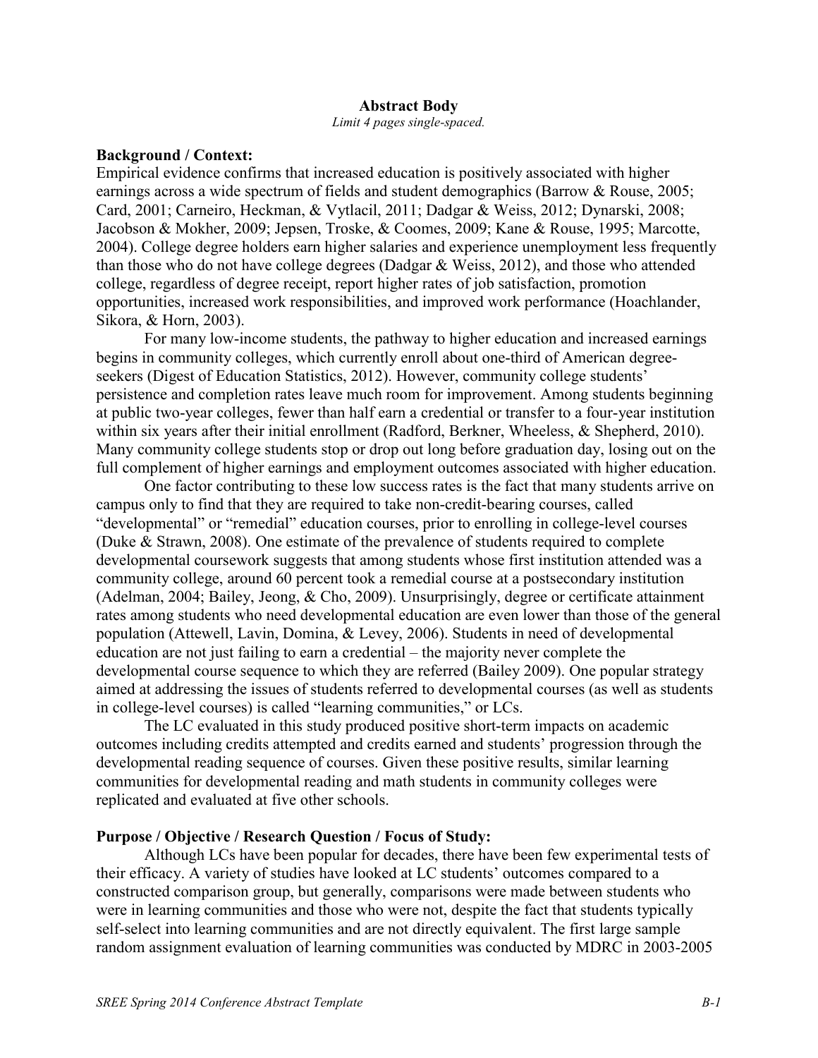**Abstract Body**

*Limit 4 pages single-spaced.*

**Background / Context:**

Empirical evidence confirms that increased education is positively associated with higher earnings across a wide spectrum of fields and student demographics (Barrow & Rouse, 2005; Card, 2001; Carneiro, Heckman, & Vytlacil, 2011; Dadgar & Weiss, 2012; Dynarski, 2008; Jacobson & Mokher, 2009; Jepsen, Troske, & Coomes, 2009; Kane & Rouse, 1995; Marcotte, 2004). College degree holders earn higher salaries and experience unemployment less frequently than those who do not have college degrees (Dadgar & Weiss, 2012), and those who attended college, regardless of degree receipt, report higher rates of job satisfaction, promotion opportunities, increased work responsibilities, and improved work performance (Hoachlander, Sikora, & Horn, 2003).

For many low-income students, the pathway to higher education and increased earnings begins in community colleges, which currently enroll about one-third of American degree-seekers (Digest of Education Statistics, 2012). However, community college students' persistence and completion rates leave much room for improvement. Among students beginning at public two-year colleges, fewer than half earn a credential or transfer to a four-year institution within six years after their initial enrollment (Radford, Berkner, Wheeless, & Shepherd, 2010). Many community college students stop or drop out long before graduation day, losing out on the full complement of higher earnings and employment outcomes associated with higher education.

One factor contributing to these low success rates is the fact that many students arrive on campus only to find that they are required to take non-credit-bearing courses, called "developmental" or "remedial" education courses, prior to enrolling in college-level courses (Duke & Strawn, 2008). One estimate of the prevalence of students required to complete developmental coursework suggests that among students whose first institution attended was a community college, around 60 percent took a remedial course at a postsecondary institution (Adelman, 2004; Bailey, Jeong, & Cho, 2009). Unsurprisingly, degree or certificate attainment rates among students who need developmental education are even lower than those of the general population (Attewell, Lavin, Domina, & Levey, 2006). Students in need of developmental education are not just failing to earn a credential – the majority never complete the developmental course sequence to which they are referred (Bailey 2009). One popular strategy aimed at addressing the issues of students referred to developmental courses (as well as students in college-level courses) is called "learning communities," or LCs.

The LC evaluated in this study produced positive short-term impacts on academic outcomes including credits attempted and credits earned and students' progression through the developmental reading sequence of courses. Given these positive results, similar learning communities for developmental reading and math students in community colleges were replicated and evaluated at five other schools.

**Purpose / Objective / Research Question / Focus of Study:**

Although LCs have been popular for decades, there have been few experimental tests of their efficacy. A variety of studies have looked at LC students' outcomes compared to a constructed comparison group, but generally, comparisons were made between students who were in learning communities and those who were not, despite the fact that students typically self-select into learning communities and are not directly equivalent. The first large sample random assignment evaluation of learning communities was conducted by MDRC in 2003-2005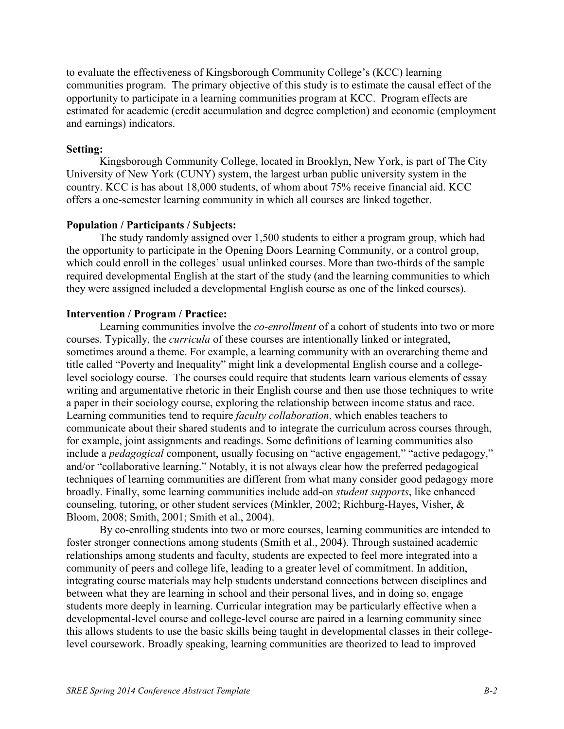to evaluate the effectiveness of Kingsborough Community College's (KCC) learning communities program. The primary objective of this study is to estimate the causal effect of the opportunity to participate in a learning communities program at KCC. Program effects are estimated for academic (credit accumulation and degree completion) and economic (employment and earnings) indicators.

**Setting:**

Kingsborough Community College, located in Brooklyn, New York, is part of The City University of New York (CUNY) system, the largest urban public university system in the country. KCC is has about 18,000 students, of whom about 75% receive financial aid. KCC offers a one-semester learning community in which all courses are linked together.

**Population / Participants / Subjects:**

The study randomly assigned over 1,500 students to either a program group, which had the opportunity to participate in the Opening Doors Learning Community, or a control group, which could enroll in the colleges' usual unlinked courses. More than two-thirds of the sample required developmental English at the start of the study (and the learning communities to which they were assigned included a developmental English course as one of the linked courses).

**Intervention / Program / Practice:**

Learning communities involve the *co-enrollment* of a cohort of students into two or more courses. Typically, the *curricula* of these courses are intentionally linked or integrated, sometimes around a theme. For example, a learning community with an overarching theme and title called "Poverty and Inequality" might link a developmental English course and a college-level sociology course. The courses could require that students learn various elements of essay writing and argumentative rhetoric in their English course and then use those techniques to write a paper in their sociology course, exploring the relationship between income status and race. Learning communities tend to require *faculty collaboration*, which enables teachers to communicate about their shared students and to integrate the curriculum across courses through, for example, joint assignments and readings. Some definitions of learning communities also include a *pedagogical* component, usually focusing on "active engagement," "active pedagogy," and/or "collaborative learning." Notably, it is not always clear how the preferred pedagogical techniques of learning communities are different from what many consider good pedagogy more broadly. Finally, some learning communities include add-on *student supports*, like enhanced counseling, tutoring, or other student services (Minkler, 2002; Richburg-Hayes, Visher, & Bloom, 2008; Smith, 2001; Smith et al., 2004).

By co-enrolling students into two or more courses, learning communities are intended to foster stronger connections among students (Smith et al., 2004). Through sustained academic relationships among students and faculty, students are expected to feel more integrated into a community of peers and college life, leading to a greater level of commitment. In addition, integrating course materials may help students understand connections between disciplines and between what they are learning in school and their personal lives, and in doing so, engage students more deeply in learning. Curricular integration may be particularly effective when a developmental-level course and college-level course are paired in a learning community since this allows students to use the basic skills being taught in developmental classes in their college-level coursework. Broadly speaking, learning communities are theorized to lead to improved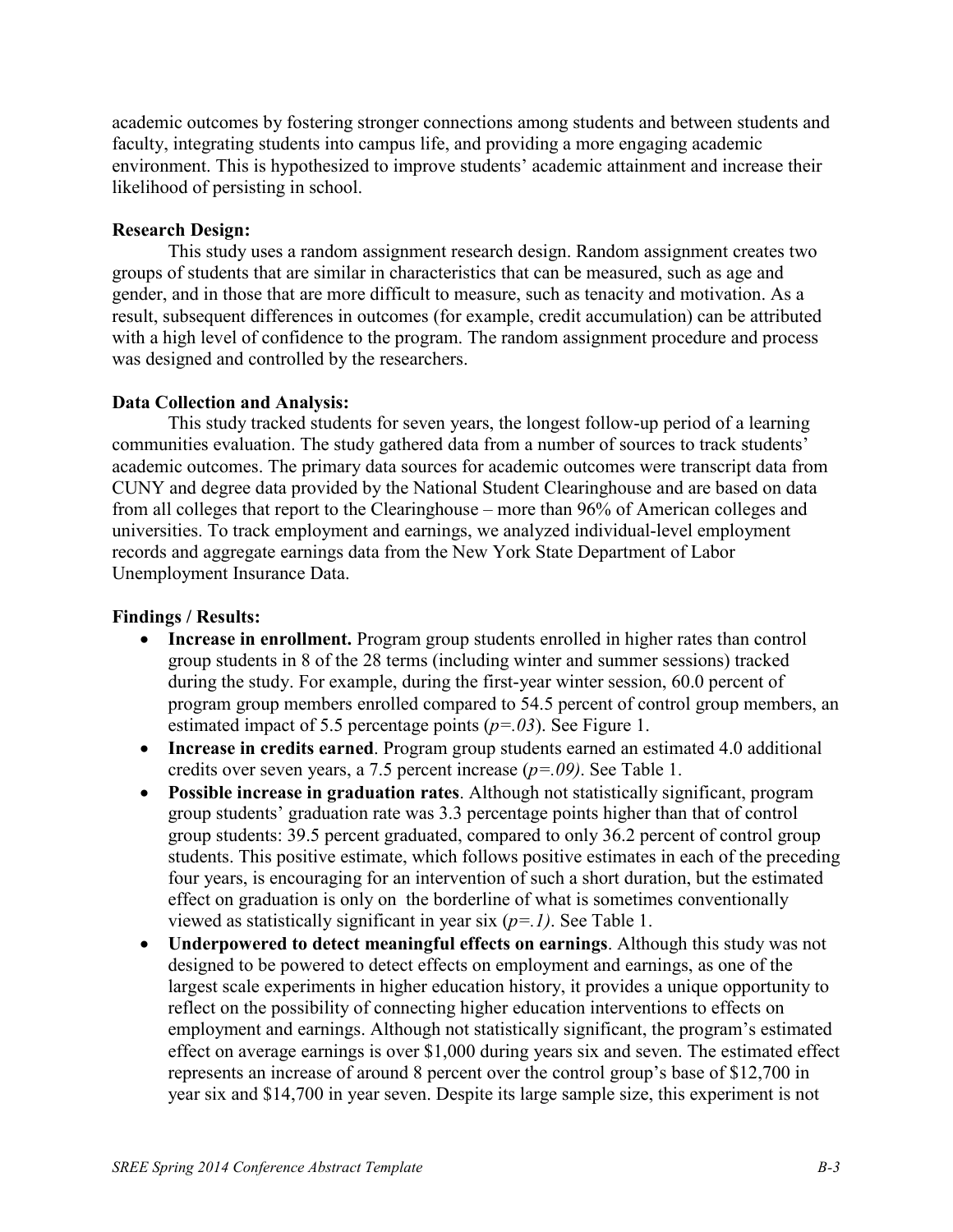academic outcomes by fostering stronger connections among students and between students and faculty, integrating students into campus life, and providing a more engaging academic environment. This is hypothesized to improve students' academic attainment and increase their likelihood of persisting in school.

**Research Design:**

This study uses a random assignment research design. Random assignment creates two groups of students that are similar in characteristics that can be measured, such as age and gender, and in those that are more difficult to measure, such as tenacity and motivation. As a result, subsequent differences in outcomes (for example, credit accumulation) can be attributed with a high level of confidence to the program. The random assignment procedure and process was designed and controlled by the researchers.

**Data Collection and Analysis:**

This study tracked students for seven years, the longest follow-up period of a learning communities evaluation. The study gathered data from a number of sources to track students' academic outcomes. The primary data sources for academic outcomes were transcript data from CUNY and degree data provided by the National Student Clearinghouse and are based on data from all colleges that report to the Clearinghouse – more than 96% of American colleges and universities. To track employment and earnings, we analyzed individual-level employment records and aggregate earnings data from the New York State Department of Labor Unemployment Insurance Data.

**Findings / Results:**

- **Increase in enrollment.** Program group students enrolled in higher rates than control group students in 8 of the 28 terms (including winter and summer sessions) tracked during the study. For example, during the first-year winter session, 60.0 percent of program group members enrolled compared to 54.5 percent of control group members, an estimated impact of 5.5 percentage points (*p=.03*). See Figure 1.
- **Increase in credits earned**. Program group students earned an estimated 4.0 additional credits over seven years, a 7.5 percent increase (*p=.09)*. See Table 1.
- **Possible increase in graduation rates**. Although not statistically significant, program group students' graduation rate was 3.3 percentage points higher than that of control group students: 39.5 percent graduated, compared to only 36.2 percent of control group students. This positive estimate, which follows positive estimates in each of the preceding four years, is encouraging for an intervention of such a short duration, but the estimated effect on graduation is only on the borderline of what is sometimes conventionally viewed as statistically significant in year six (*p=.1)*. See Table 1.
- **Underpowered to detect meaningful effects on earnings**. Although this study was not designed to be powered to detect effects on employment and earnings, as one of the largest scale experiments in higher education history, it provides a unique opportunity to reflect on the possibility of connecting higher education interventions to effects on employment and earnings. Although not statistically significant, the program's estimated effect on average earnings is over $1,000 during years six and seven. The estimated effect represents an increase of around 8 percent over the control group's base of $12,700 in year six and $14,700 in year seven. Despite its large sample size, this experiment is not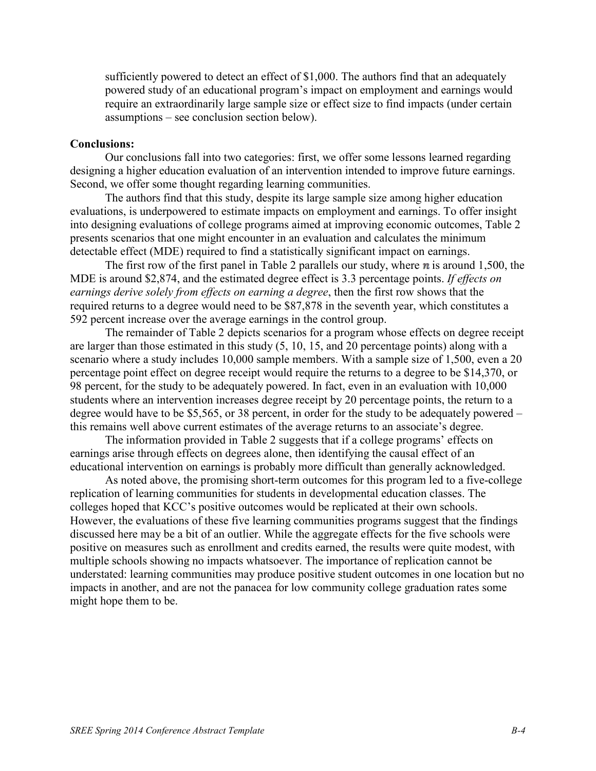sufficiently powered to detect an effect of $1,000. The authors find that an adequately powered study of an educational program's impact on employment and earnings would require an extraordinarily large sample size or effect size to find impacts (under certain assumptions – see conclusion section below).

**Conclusions:**

Our conclusions fall into two categories: first, we offer some lessons learned regarding designing a higher education evaluation of an intervention intended to improve future earnings. Second, we offer some thought regarding learning communities.

The authors find that this study, despite its large sample size among higher education evaluations, is underpowered to estimate impacts on employment and earnings. To offer insight into designing evaluations of college programs aimed at improving economic outcomes, Table 2 presents scenarios that one might encounter in an evaluation and calculates the minimum detectable effect (MDE) required to find a statistically significant impact on earnings.

The first row of the first panel in Table 2 parallels our study, where $n$ is around 1,500, the MDE is around $2,874, and the estimated degree effect is 3.3 percentage points. *If effects on earnings derive solely from effects on earning a degree*, then the first row shows that the required returns to a degree would need to be $87,878 in the seventh year, which constitutes a 592 percent increase over the average earnings in the control group.

The remainder of Table 2 depicts scenarios for a program whose effects on degree receipt are larger than those estimated in this study (5, 10, 15, and 20 percentage points) along with a scenario where a study includes 10,000 sample members. With a sample size of 1,500, even a 20 percentage point effect on degree receipt would require the returns to a degree to be $14,370, or 98 percent, for the study to be adequately powered. In fact, even in an evaluation with 10,000 students where an intervention increases degree receipt by 20 percentage points, the return to a degree would have to be $5,565, or 38 percent, in order for the study to be adequately powered – this remains well above current estimates of the average returns to an associate's degree.

The information provided in Table 2 suggests that if a college programs' effects on earnings arise through effects on degrees alone, then identifying the causal effect of an educational intervention on earnings is probably more difficult than generally acknowledged.

As noted above, the promising short-term outcomes for this program led to a five-college replication of learning communities for students in developmental education classes. The colleges hoped that KCC's positive outcomes would be replicated at their own schools. However, the evaluations of these five learning communities programs suggest that the findings discussed here may be a bit of an outlier. While the aggregate effects for the five schools were positive on measures such as enrollment and credits earned, the results were quite modest, with multiple schools showing no impacts whatsoever. The importance of replication cannot be understated: learning communities may produce positive student outcomes in one location but no impacts in another, and are not the panacea for low community college graduation rates some might hope them to be.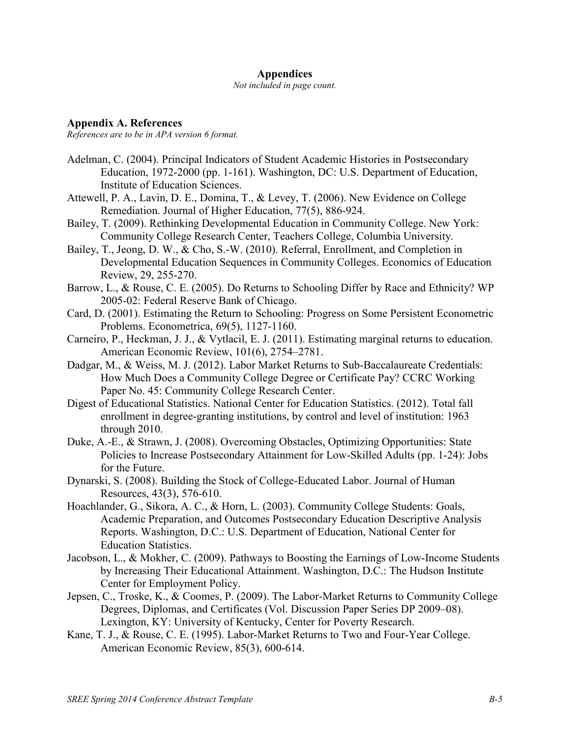## Appendices

*Not included in page count.*

### Appendix A. References

*References are to be in APA version 6 format.*

Adelman, C. (2004). Principal Indicators of Student Academic Histories in Postsecondary Education, 1972-2000 (pp. 1-161). Washington, DC: U.S. Department of Education, Institute of Education Sciences.

Attewell, P. A., Lavin, D. E., Domina, T., & Levey, T. (2006). New Evidence on College Remediation. Journal of Higher Education, 77(5), 886-924.

Bailey, T. (2009). Rethinking Developmental Education in Community College. New York: Community College Research Center, Teachers College, Columbia University.

Bailey, T., Jeong, D. W., & Cho, S.-W. (2010). Referral, Enrollment, and Completion in Developmental Education Sequences in Community Colleges. Economics of Education Review, 29, 255-270.

Barrow, L., & Rouse, C. E. (2005). Do Returns to Schooling Differ by Race and Ethnicity? WP 2005-02: Federal Reserve Bank of Chicago.

Card, D. (2001). Estimating the Return to Schooling: Progress on Some Persistent Econometric Problems. Econometrica, 69(5), 1127-1160.

Carneiro, P., Heckman, J. J., & Vytlacil, E. J. (2011). Estimating marginal returns to education. American Economic Review, 101(6), 2754–2781.

Dadgar, M., & Weiss, M. J. (2012). Labor Market Returns to Sub-Baccalaureate Credentials: How Much Does a Community College Degree or Certificate Pay? CCRC Working Paper No. 45: Community College Research Center.

Digest of Educational Statistics. National Center for Education Statistics. (2012). Total fall enrollment in degree-granting institutions, by control and level of institution: 1963 through 2010.

Duke, A.-E., & Strawn, J. (2008). Overcoming Obstacles, Optimizing Opportunities: State Policies to Increase Postsecondary Attainment for Low-Skilled Adults (pp. 1-24): Jobs for the Future.

Dynarski, S. (2008). Building the Stock of College-Educated Labor. Journal of Human Resources, 43(3), 576-610.

Hoachlander, G., Sikora, A. C., & Horn, L. (2003). Community College Students: Goals, Academic Preparation, and Outcomes Postsecondary Education Descriptive Analysis Reports. Washington, D.C.: U.S. Department of Education, National Center for Education Statistics.

Jacobson, L., & Mokher, C. (2009). Pathways to Boosting the Earnings of Low-Income Students by Increasing Their Educational Attainment. Washington, D.C.: The Hudson Institute Center for Employment Policy.

Jepsen, C., Troske, K., & Coomes, P. (2009). The Labor-Market Returns to Community College Degrees, Diplomas, and Certificates (Vol. Discussion Paper Series DP 2009–08). Lexington, KY: University of Kentucky, Center for Poverty Research.

Kane, T. J., & Rouse, C. E. (1995). Labor-Market Returns to Two and Four-Year College. American Economic Review, 85(3), 600-614.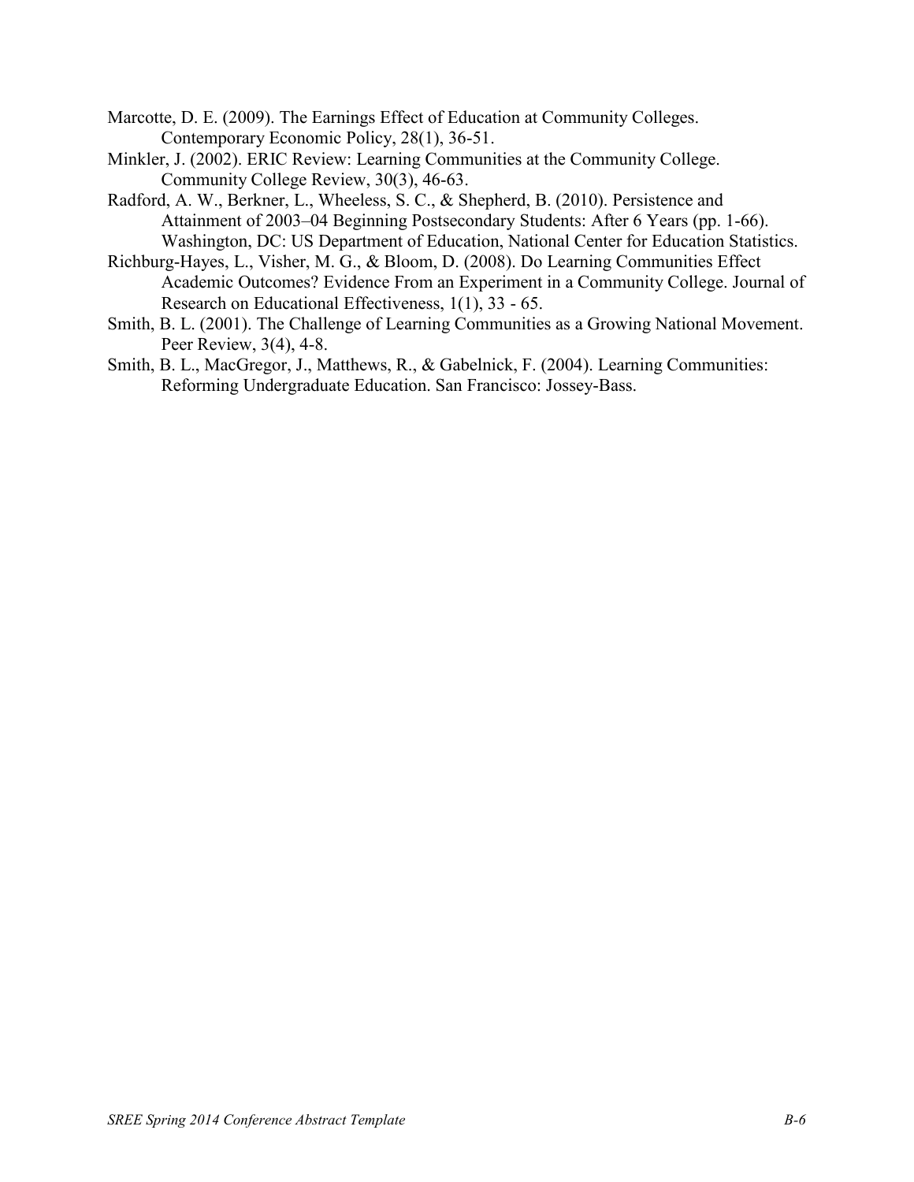Marcotte, D. E. (2009). The Earnings Effect of Education at Community Colleges. Contemporary Economic Policy, 28(1), 36-51.

Minkler, J. (2002). ERIC Review: Learning Communities at the Community College. Community College Review, 30(3), 46-63.

Radford, A. W., Berkner, L., Wheeless, S. C., & Shepherd, B. (2010). Persistence and Attainment of 2003–04 Beginning Postsecondary Students: After 6 Years (pp. 1-66). Washington, DC: US Department of Education, National Center for Education Statistics.

Richburg-Hayes, L., Visher, M. G., & Bloom, D. (2008). Do Learning Communities Effect Academic Outcomes? Evidence From an Experiment in a Community College. Journal of Research on Educational Effectiveness, 1(1), 33 - 65.

Smith, B. L. (2001). The Challenge of Learning Communities as a Growing National Movement. Peer Review, 3(4), 4-8.

Smith, B. L., MacGregor, J., Matthews, R., & Gabelnick, F. (2004). Learning Communities: Reforming Undergraduate Education. San Francisco: Jossey-Bass.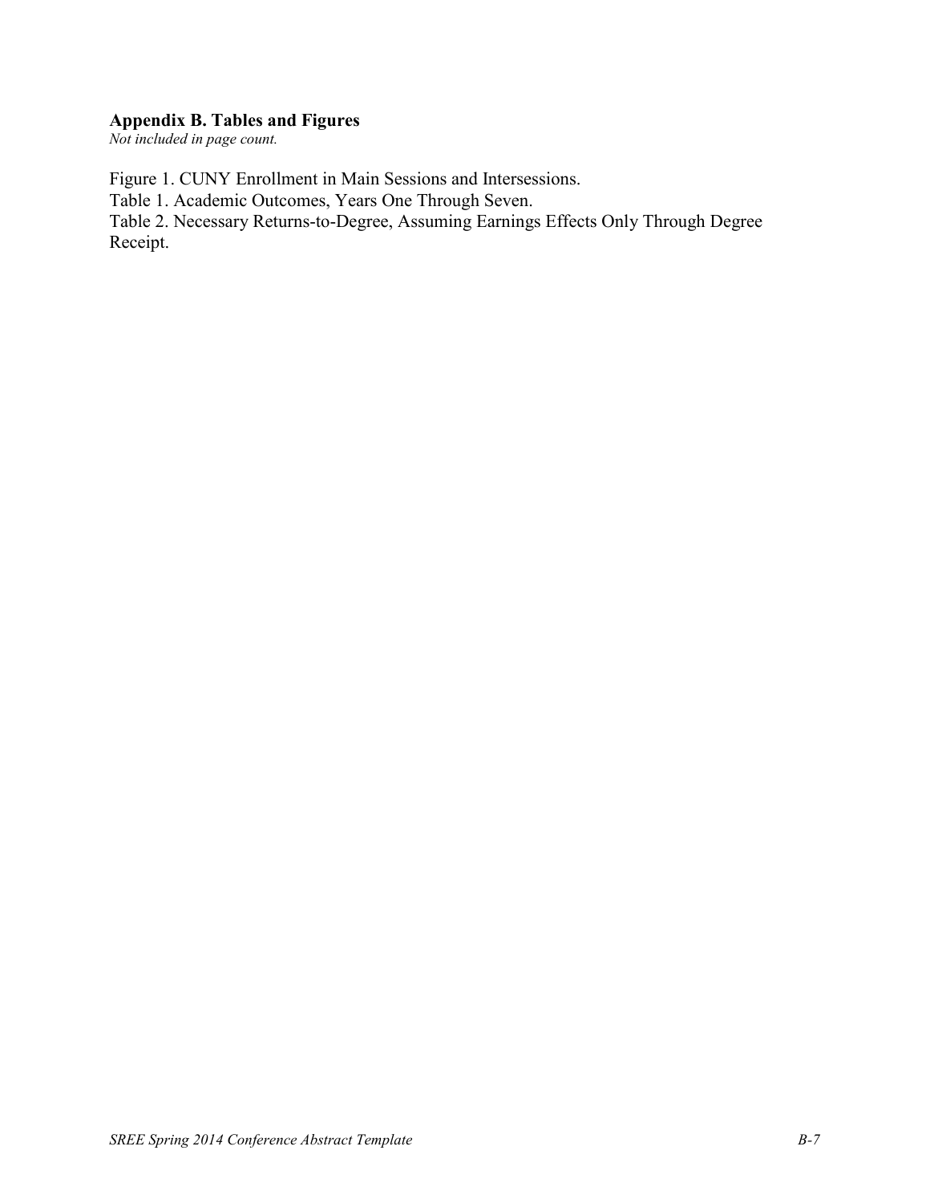## Appendix B. Tables and Figures

*Not included in page count.*

Figure 1. CUNY Enrollment in Main Sessions and Intersessions.
Table 1. Academic Outcomes, Years One Through Seven.
Table 2. Necessary Returns-to-Degree, Assuming Earnings Effects Only Through Degree Receipt.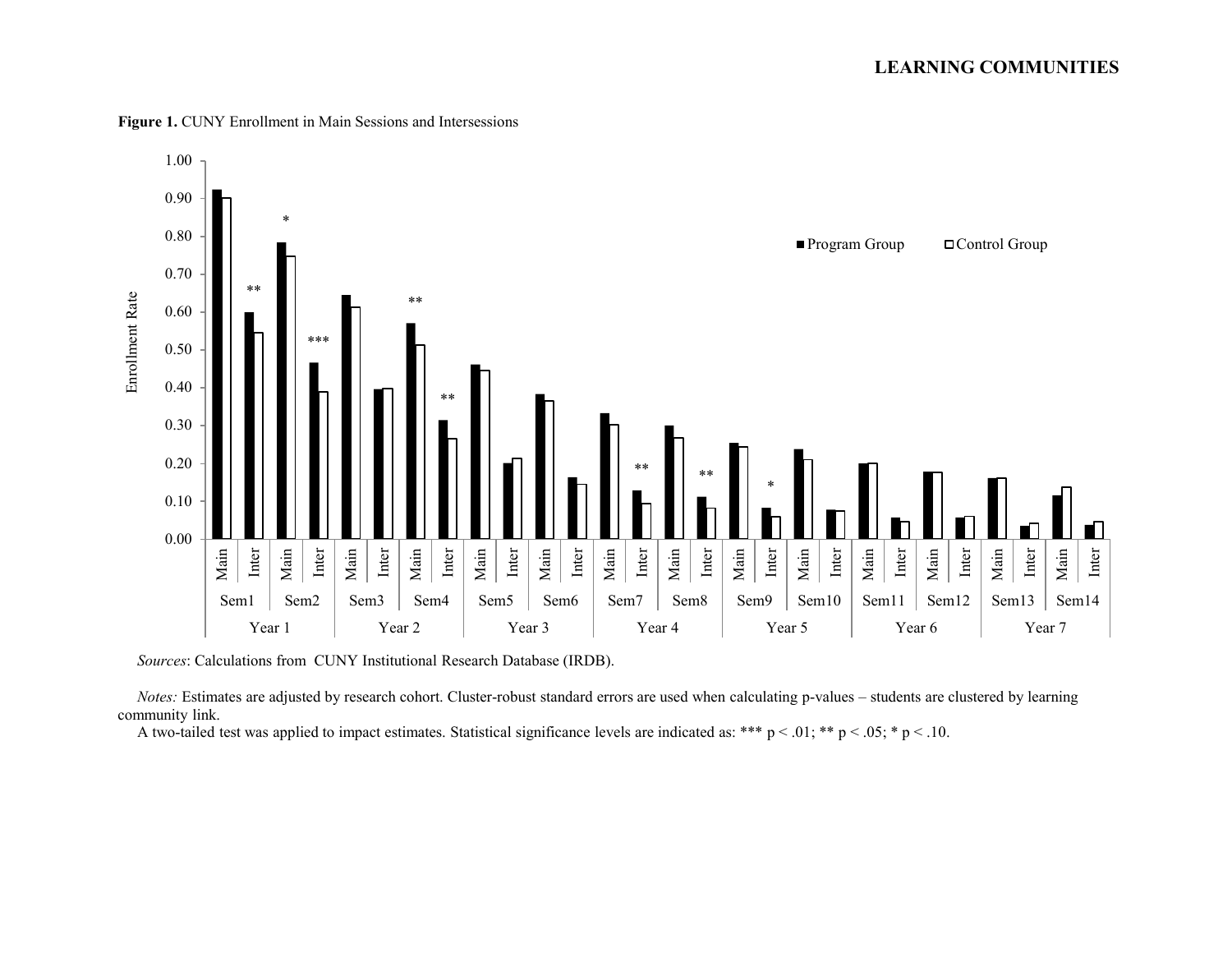**Figure 1.** CUNY Enrollment in Main Sessions and Intersessions

*Sources*: Calculations from CUNY Institutional Research Database (IRDB).

*Notes:* Estimates are adjusted by research cohort. Cluster-robust standard errors are used when calculating p-values – students are clustered by learning community link.

A two-tailed test was applied to impact estimates. Statistical significance levels are indicated as: *** p < .01; ** p < .05; * p < .10.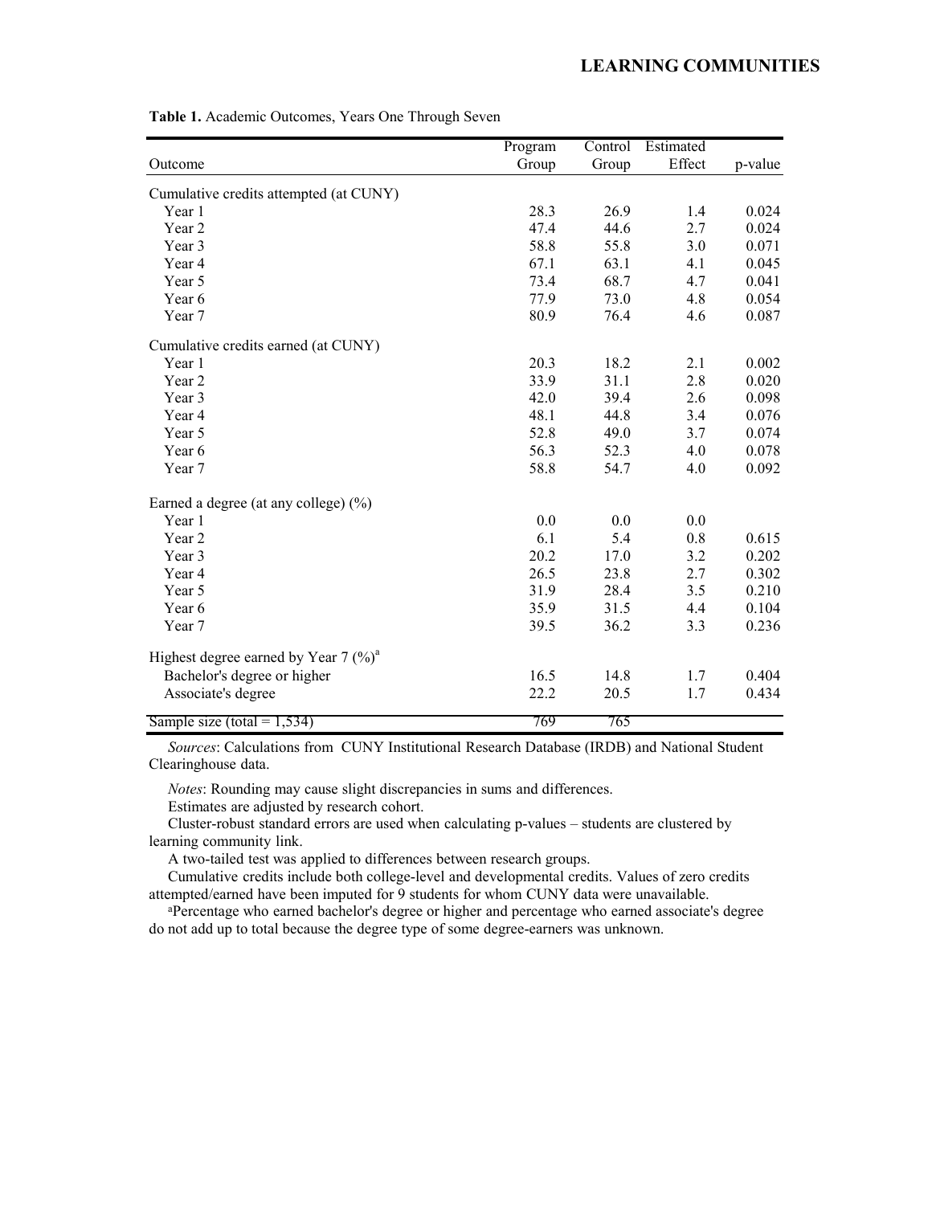**Table 1.** Academic Outcomes, Years One Through Seven

| Outcome | Program Group | Control Group | Estimated Effect | p-value |
|---|---|---|---|---|
| Cumulative credits attempted (at CUNY) | | | | |
| Year 1 | 28.3 | 26.9 | 1.4 | 0.024 |
| Year 2 | 47.4 | 44.6 | 2.7 | 0.024 |
| Year 3 | 58.8 | 55.8 | 3.0 | 0.071 |
| Year 4 | 67.1 | 63.1 | 4.1 | 0.045 |
| Year 5 | 73.4 | 68.7 | 4.7 | 0.041 |
| Year 6 | 77.9 | 73.0 | 4.8 | 0.054 |
| Year 7 | 80.9 | 76.4 | 4.6 | 0.087 |
| Cumulative credits earned (at CUNY) | | | | |
| Year 1 | 20.3 | 18.2 | 2.1 | 0.002 |
| Year 2 | 33.9 | 31.1 | 2.8 | 0.020 |
| Year 3 | 42.0 | 39.4 | 2.6 | 0.098 |
| Year 4 | 48.1 | 44.8 | 3.4 | 0.076 |
| Year 5 | 52.8 | 49.0 | 3.7 | 0.074 |
| Year 6 | 56.3 | 52.3 | 4.0 | 0.078 |
| Year 7 | 58.8 | 54.7 | 4.0 | 0.092 |
| Earned a degree (at any college) (%) | | | | |
| Year 1 | 0.0 | 0.0 | 0.0 | |
| Year 2 | 6.1 | 5.4 | 0.8 | 0.615 |
| Year 3 | 20.2 | 17.0 | 3.2 | 0.202 |
| Year 4 | 26.5 | 23.8 | 2.7 | 0.302 |
| Year 5 | 31.9 | 28.4 | 3.5 | 0.210 |
| Year 6 | 35.9 | 31.5 | 4.4 | 0.104 |
| Year 7 | 39.5 | 36.2 | 3.3 | 0.236 |
| Highest degree earned by Year 7 (%)[a] | | | | |
| Bachelor's degree or higher | 16.5 | 14.8 | 1.7 | 0.404 |
| Associate's degree | 22.2 | 20.5 | 1.7 | 0.434 |
| Sample size (total = 1,534) | 769 | 765 | | |

*Sources*: Calculations from CUNY Institutional Research Database (IRDB) and National Student Clearinghouse data.

*Notes*: Rounding may cause slight discrepancies in sums and differences.

Estimates are adjusted by research cohort.

Cluster-robust standard errors are used when calculating p-values – students are clustered by learning community link.

A two-tailed test was applied to differences between research groups.

Cumulative credits include both college-level and developmental credits. Values of zero credits attempted/earned have been imputed for 9 students for whom CUNY data were unavailable.

[a]Percentage who earned bachelor's degree or higher and percentage who earned associate's degree do not add up to total because the degree type of some degree-earners was unknown.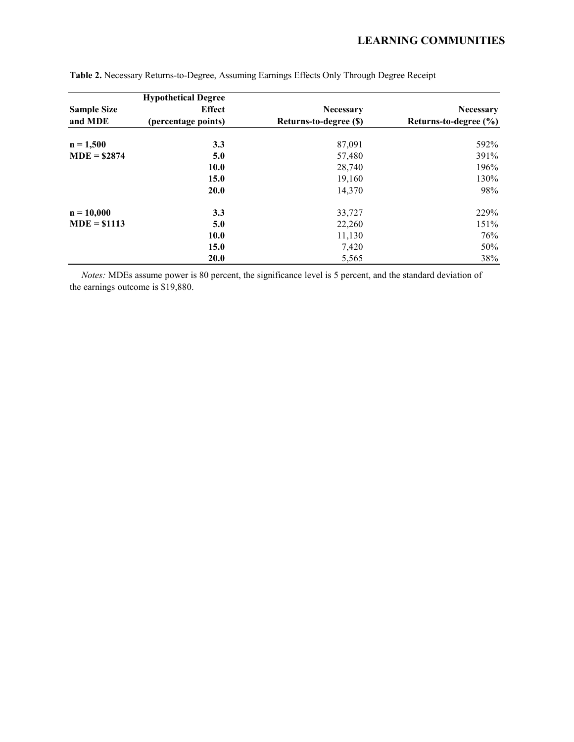**Table 2.** Necessary Returns-to-Degree, Assuming Earnings Effects Only Through Degree Receipt

| Sample Size and MDE | Hypothetical Degree Effect (percentage points) | Necessary Returns-to-degree ($) | Necessary Returns-to-degree (%) |
|---|---|---|---|
| **n = 1,500** | **3.3** | 87,091 | 592% |
| **MDE = $2874** | **5.0** | 57,480 | 391% |
| | **10.0** | 28,740 | 196% |
| | **15.0** | 19,160 | 130% |
| | **20.0** | 14,370 | 98% |
| **n = 10,000** | **3.3** | 33,727 | 229% |
| **MDE = $1113** | **5.0** | 22,260 | 151% |
| | **10.0** | 11,130 | 76% |
| | **15.0** | 7,420 | 50% |
| | **20.0** | 5,565 | 38% |

*Notes:* MDEs assume power is 80 percent, the significance level is 5 percent, and the standard deviation of the earnings outcome is $19,880.